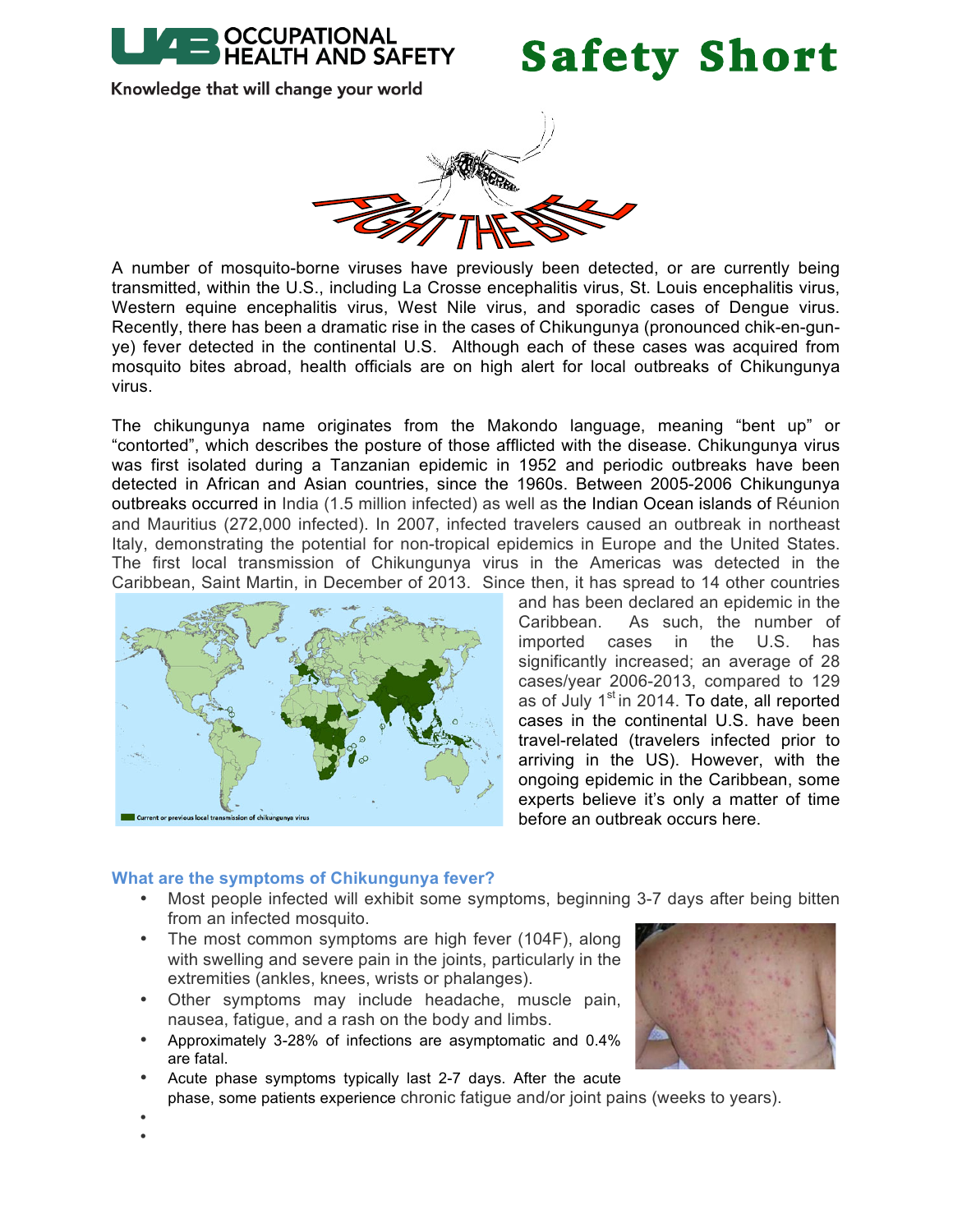OCCUPATIONAL HEALTH AND SAFETY

Knowledge that will change your world

# Safety Short

A number of mosquito-borne viruses have previously been detected, or are currently being transmitted, within the U.S., including La Crosse encephalitis virus, St. Louis encephalitis virus, Western equine encephalitis virus, West Nile virus, and sporadic cases of Dengue virus. Recently, there has been a dramatic rise in the cases of Chikungunya (pronounced chik-en-gun-ye) fever detected in the continental U.S. Although each of these cases was acquired from mosquito bites abroad, health officials are on high alert for local outbreaks of Chikungunya virus.

The chikungunya name originates from the Makondo language, meaning "bent up" or "contorted", which describes the posture of those afflicted with the disease. Chikungunya virus was first isolated during a Tanzanian epidemic in 1952 and periodic outbreaks have been detected in African and Asian countries, since the 1960s. Between 2005-2006 Chikungunya outbreaks occurred in India (1.5 million infected) as well as the Indian Ocean islands of Réunion and Mauritius (272,000 infected). In 2007, infected travelers caused an outbreak in northeast Italy, demonstrating the potential for non-tropical epidemics in Europe and the United States. The first local transmission of Chikungunya virus in the Americas was detected in the Caribbean, Saint Martin, in December of 2013. Since then, it has spread to 14 other countries and has been declared an epidemic in the Caribbean. As such, the number of imported cases in the U.S. has significantly increased; an average of 28 cases/year 2006-2013, compared to 129 as of July 1st in 2014. To date, all reported cases in the continental U.S. have been travel-related (travelers infected prior to arriving in the US). However, with the ongoing epidemic in the Caribbean, some experts believe it's only a matter of time before an outbreak occurs here.

Current or previous local transmission of chikungunya virus

### What are the symptoms of Chikungunya fever?

- Most people infected will exhibit some symptoms, beginning 3-7 days after being bitten from an infected mosquito.
- The most common symptoms are high fever (104F), along with swelling and severe pain in the joints, particularly in the extremities (ankles, knees, wrists or phalanges).
- Other symptoms may include headache, muscle pain, nausea, fatigue, and a rash on the body and limbs.
- Approximately 3-28% of infections are asymptomatic and 0.4% are fatal.
- Acute phase symptoms typically last 2-7 days. After the acute phase, some patients experience chronic fatigue and/or joint pains (weeks to years).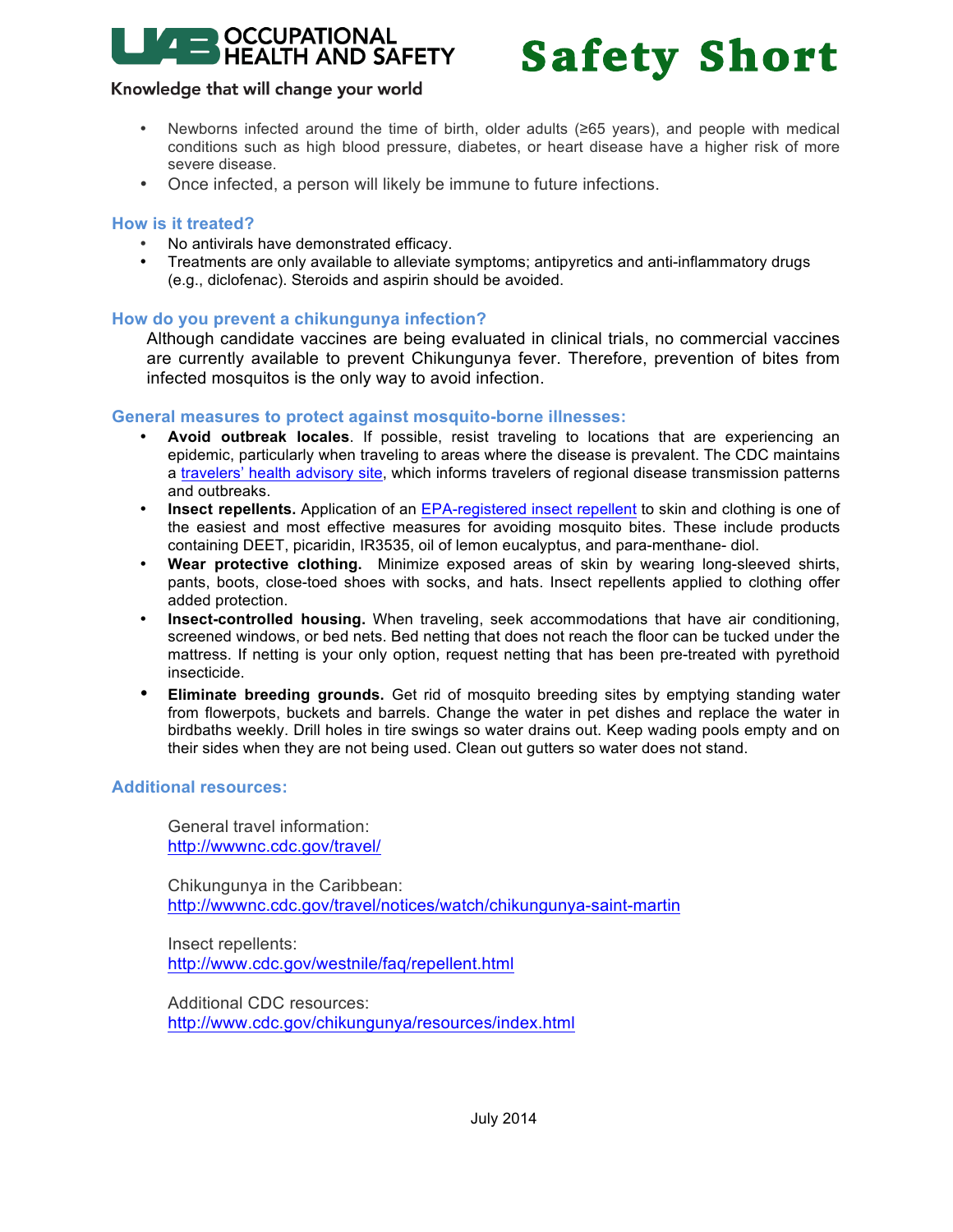- Newborns infected around the time of birth, older adults (≥65 years), and people with medical conditions such as high blood pressure, diabetes, or heart disease have a higher risk of more severe disease.
- Once infected, a person will likely be immune to future infections.

## How is it treated?

- No antivirals have demonstrated efficacy.
- Treatments are only available to alleviate symptoms; antipyretics and anti-inflammatory drugs (e.g., diclofenac). Steroids and aspirin should be avoided.

## How do you prevent a chikungunya infection?

Although candidate vaccines are being evaluated in clinical trials, no commercial vaccines are currently available to prevent Chikungunya fever. Therefore, prevention of bites from infected mosquitos is the only way to avoid infection.

## General measures to protect against mosquito-borne illnesses:

- **Avoid outbreak locales**. If possible, resist traveling to locations that are experiencing an epidemic, particularly when traveling to areas where the disease is prevalent. The CDC maintains a travelers' health advisory site, which informs travelers of regional disease transmission patterns and outbreaks.
- **Insect repellents.** Application of an EPA-registered insect repellent to skin and clothing is one of the easiest and most effective measures for avoiding mosquito bites. These include products containing DEET, picaridin, IR3535, oil of lemon eucalyptus, and para-menthane- diol.
- **Wear protective clothing.** Minimize exposed areas of skin by wearing long-sleeved shirts, pants, boots, close-toed shoes with socks, and hats. Insect repellents applied to clothing offer added protection.
- **Insect-controlled housing.** When traveling, seek accommodations that have air conditioning, screened windows, or bed nets. Bed netting that does not reach the floor can be tucked under the mattress. If netting is your only option, request netting that has been pre-treated with pyrethoid insecticide.
- **Eliminate breeding grounds.** Get rid of mosquito breeding sites by emptying standing water from flowerpots, buckets and barrels. Change the water in pet dishes and replace the water in birdbaths weekly. Drill holes in tire swings so water drains out. Keep wading pools empty and on their sides when they are not being used. Clean out gutters so water does not stand.

## Additional resources:

General travel information:
http://wwwnc.cdc.gov/travel/

Chikungunya in the Caribbean:
http://wwwnc.cdc.gov/travel/notices/watch/chikungunya-saint-martin

Insect repellents:
http://www.cdc.gov/westnile/faq/repellent.html

Additional CDC resources:
http://www.cdc.gov/chikungunya/resources/index.html

July 2014